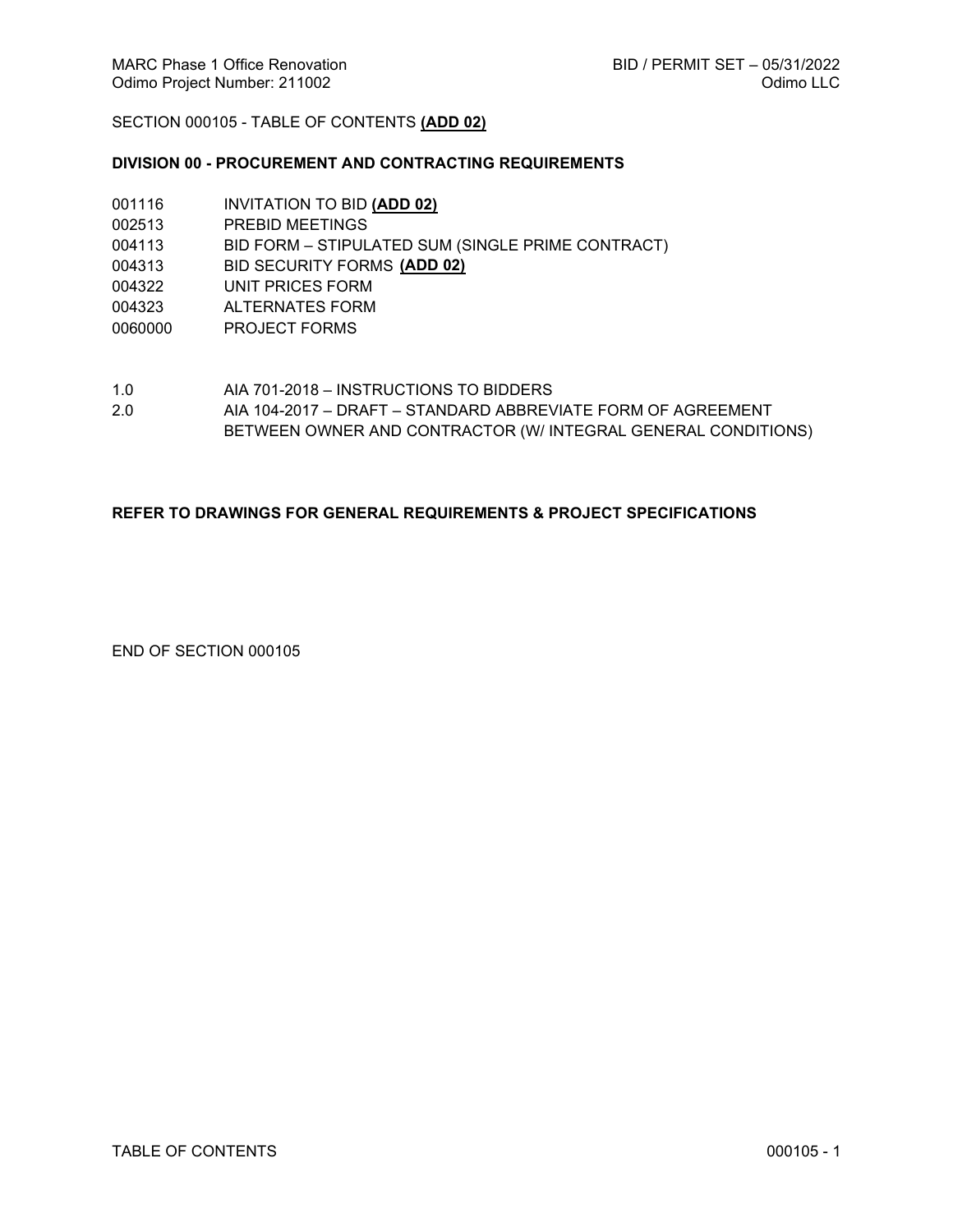SECTION 000105 - TABLE OF CONTENTS **(ADD 02)**

## DIVISION 00 - PROCUREMENT AND CONTRACTING REQUIREMENTS

| | |
|---|---|
| 001116 | INVITATION TO BID **(ADD 02)** |
| 002513 | PREBID MEETINGS |
| 004113 | BID FORM – STIPULATED SUM (SINGLE PRIME CONTRACT) |
| 004313 | BID SECURITY FORMS **(ADD 02)** |
| 004322 | UNIT PRICES FORM |
| 004323 | ALTERNATES FORM |
| 0060000 | PROJECT FORMS |

| | |
|---|---|
| 1.0 | AIA 701-2018 – INSTRUCTIONS TO BIDDERS |
| 2.0 | AIA 104-2017 – DRAFT – STANDARD ABBREVIATE FORM OF AGREEMENT BETWEEN OWNER AND CONTRACTOR (W/ INTEGRAL GENERAL CONDITIONS) |

**REFER TO DRAWINGS FOR GENERAL REQUIREMENTS & PROJECT SPECIFICATIONS**

END OF SECTION 000105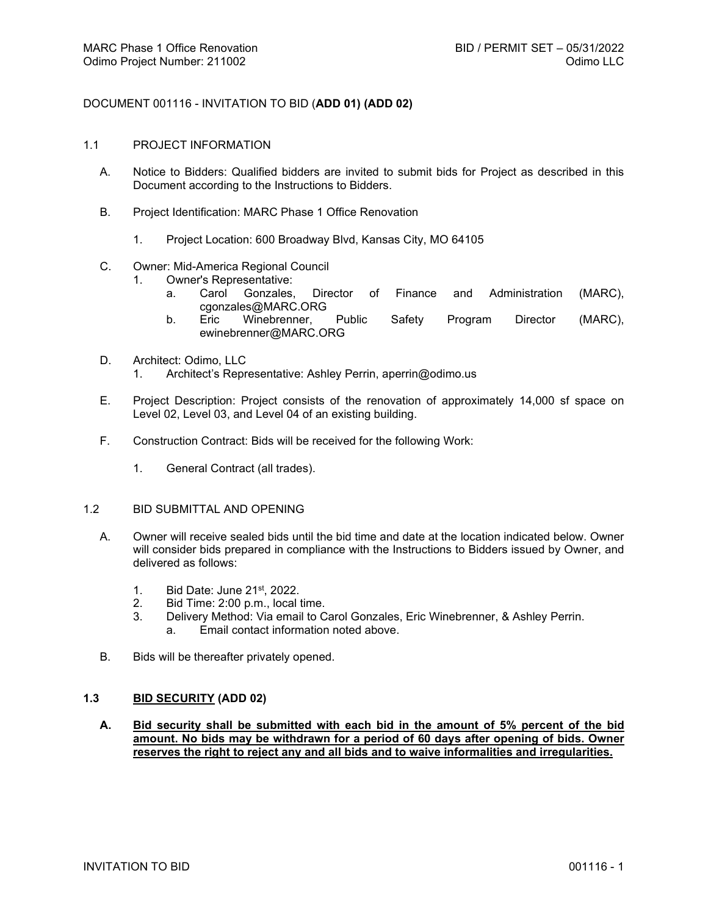# DOCUMENT 001116 - INVITATION TO BID (**ADD 01) (ADD 02)**

## 1.1 PROJECT INFORMATION

A. Notice to Bidders: Qualified bidders are invited to submit bids for Project as described in this Document according to the Instructions to Bidders.

B. Project Identification: MARC Phase 1 Office Renovation

1. Project Location: 600 Broadway Blvd, Kansas City, MO 64105

C. Owner: Mid-America Regional Council

1. Owner's Representative:
   a. Carol Gonzales, Director of Finance and Administration (MARC), cgonzales@MARC.ORG
   b. Eric Winebrenner, Public Safety Program Director (MARC), ewinebrenner@MARC.ORG

D. Architect: Odimo, LLC

1. Architect's Representative: Ashley Perrin, aperrin@odimo.us

E. Project Description: Project consists of the renovation of approximately 14,000 sf space on Level 02, Level 03, and Level 04 of an existing building.

F. Construction Contract: Bids will be received for the following Work:

1. General Contract (all trades).

## 1.2 BID SUBMITTAL AND OPENING

A. Owner will receive sealed bids until the bid time and date at the location indicated below. Owner will consider bids prepared in compliance with the Instructions to Bidders issued by Owner, and delivered as follows:

1. Bid Date: June 21st, 2022.
2. Bid Time: 2:00 p.m., local time.
3. Delivery Method: Via email to Carol Gonzales, Eric Winebrenner, & Ashley Perrin.
   a. Email contact information noted above.

B. Bids will be thereafter privately opened.

## **1.3 BID SECURITY (ADD 02)**

**A. Bid security shall be submitted with each bid in the amount of 5% percent of the bid amount. No bids may be withdrawn for a period of 60 days after opening of bids. Owner reserves the right to reject any and all bids and to waive informalities and irregularities.**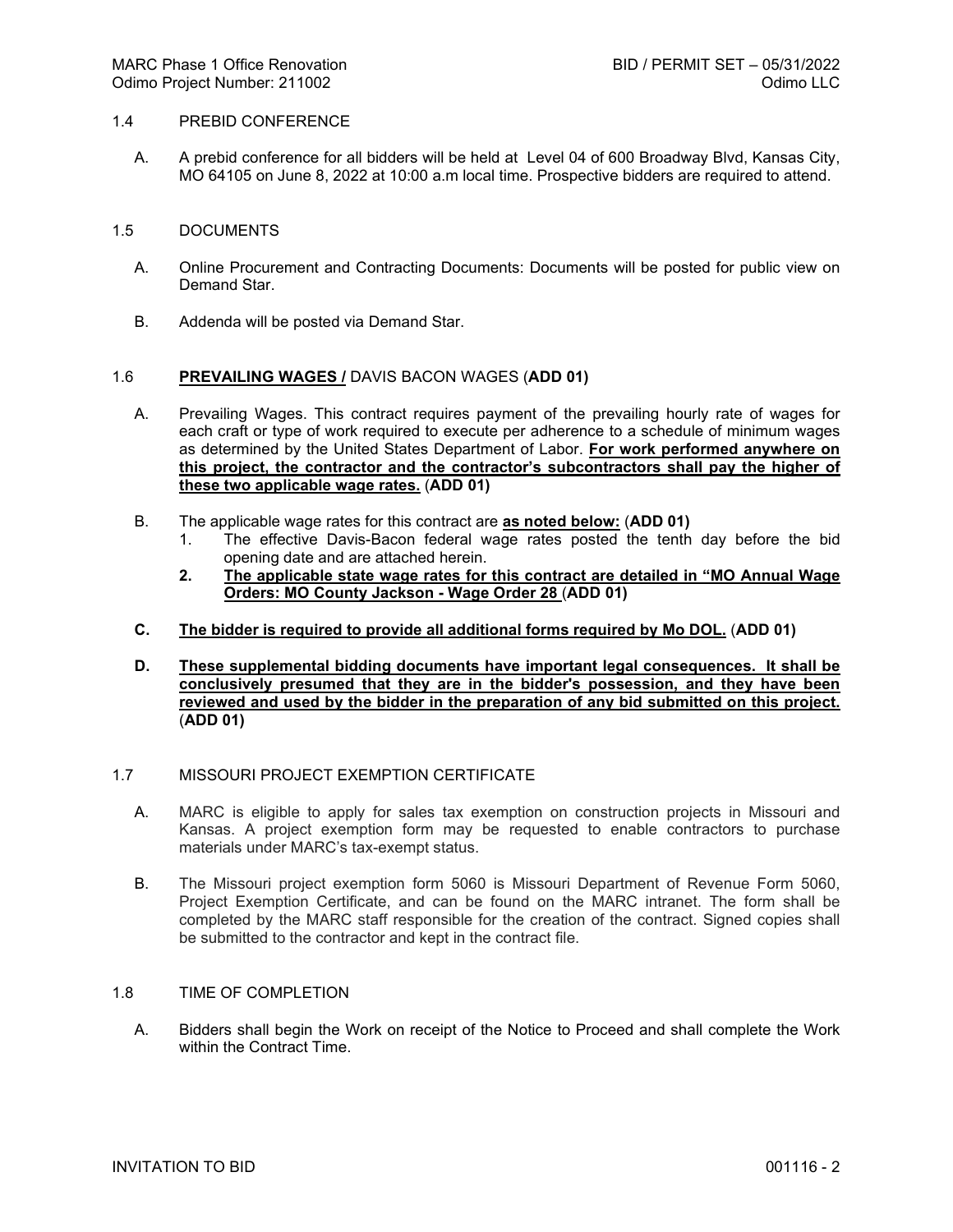## 1.4 PREBID CONFERENCE

A. A prebid conference for all bidders will be held at Level 04 of 600 Broadway Blvd, Kansas City, MO 64105 on June 8, 2022 at 10:00 a.m local time. Prospective bidders are required to attend.

## 1.5 DOCUMENTS

A. Online Procurement and Contracting Documents: Documents will be posted for public view on Demand Star.

B. Addenda will be posted via Demand Star.

## 1.6 **PREVAILING WAGES /** DAVIS BACON WAGES (**ADD 01)**

A. Prevailing Wages. This contract requires payment of the prevailing hourly rate of wages for each craft or type of work required to execute per adherence to a schedule of minimum wages as determined by the United States Department of Labor. **For work performed anywhere on this project, the contractor and the contractor's subcontractors shall pay the higher of these two applicable wage rates.** (**ADD 01)**

B. The applicable wage rates for this contract are **as noted below:** (**ADD 01)**
   1. The effective Davis-Bacon federal wage rates posted the tenth day before the bid opening date and are attached herein.
   2. **The applicable state wage rates for this contract are detailed in "MO Annual Wage Orders: MO County Jackson - Wage Order 28** (**ADD 01)**

C. **The bidder is required to provide all additional forms required by Mo DOL.** (**ADD 01)**

D. **These supplemental bidding documents have important legal consequences. It shall be conclusively presumed that they are in the bidder's possession, and they have been reviewed and used by the bidder in the preparation of any bid submitted on this project.** (**ADD 01)**

## 1.7 MISSOURI PROJECT EXEMPTION CERTIFICATE

A. MARC is eligible to apply for sales tax exemption on construction projects in Missouri and Kansas. A project exemption form may be requested to enable contractors to purchase materials under MARC's tax-exempt status.

B. The Missouri project exemption form 5060 is Missouri Department of Revenue Form 5060, Project Exemption Certificate, and can be found on the MARC intranet. The form shall be completed by the MARC staff responsible for the creation of the contract. Signed copies shall be submitted to the contractor and kept in the contract file.

## 1.8 TIME OF COMPLETION

A. Bidders shall begin the Work on receipt of the Notice to Proceed and shall complete the Work within the Contract Time.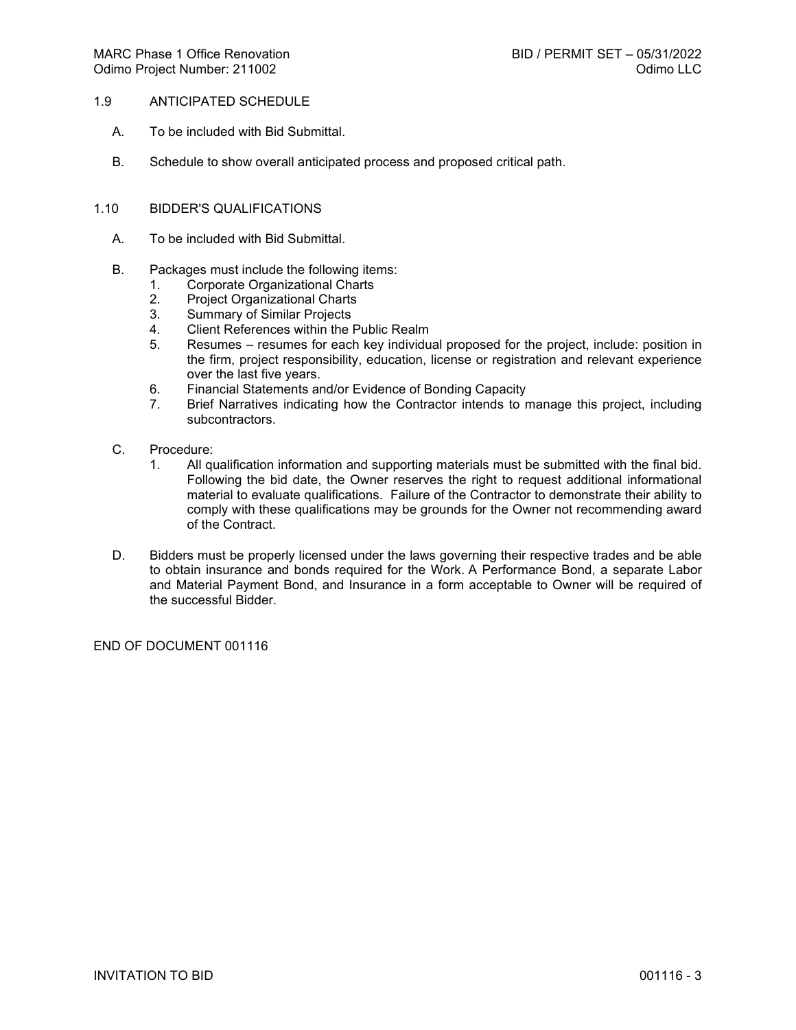## 1.9 ANTICIPATED SCHEDULE

A. To be included with Bid Submittal.

B. Schedule to show overall anticipated process and proposed critical path.

## 1.10 BIDDER'S QUALIFICATIONS

A. To be included with Bid Submittal.

B. Packages must include the following items:
   1. Corporate Organizational Charts
   2. Project Organizational Charts
   3. Summary of Similar Projects
   4. Client References within the Public Realm
   5. Resumes – resumes for each key individual proposed for the project, include: position in the firm, project responsibility, education, license or registration and relevant experience over the last five years.
   6. Financial Statements and/or Evidence of Bonding Capacity
   7. Brief Narratives indicating how the Contractor intends to manage this project, including subcontractors.

C. Procedure:
   1. All qualification information and supporting materials must be submitted with the final bid. Following the bid date, the Owner reserves the right to request additional informational material to evaluate qualifications. Failure of the Contractor to demonstrate their ability to comply with these qualifications may be grounds for the Owner not recommending award of the Contract.

D. Bidders must be properly licensed under the laws governing their respective trades and be able to obtain insurance and bonds required for the Work. A Performance Bond, a separate Labor and Material Payment Bond, and Insurance in a form acceptable to Owner will be required of the successful Bidder.

END OF DOCUMENT 001116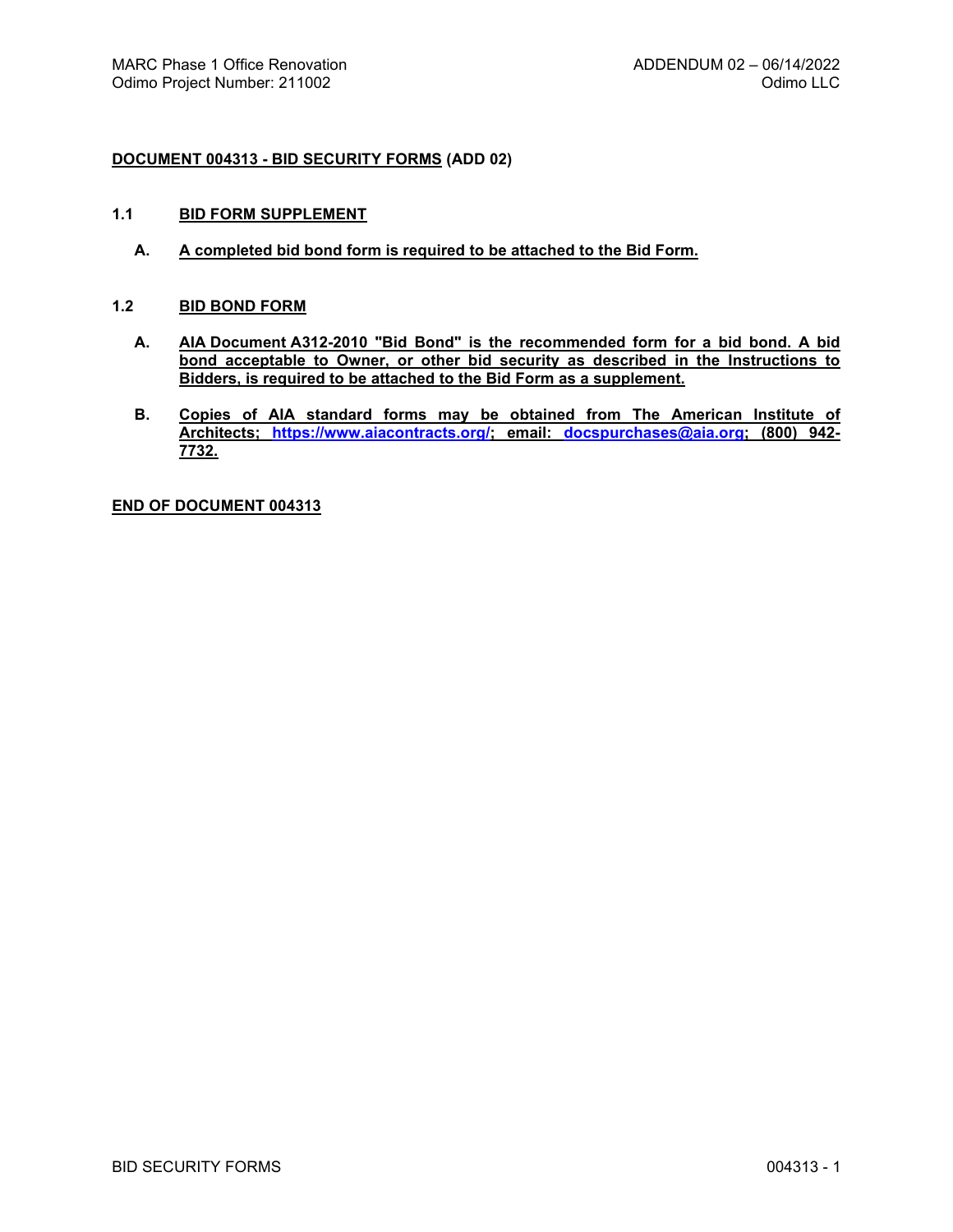## DOCUMENT 004313 - BID SECURITY FORMS (ADD 02)

### 1.1 BID FORM SUPPLEMENT

A. **A completed bid bond form is required to be attached to the Bid Form.**

### 1.2 BID BOND FORM

A. **AIA Document A312-2010 "Bid Bond" is the recommended form for a bid bond. A bid bond acceptable to Owner, or other bid security as described in the Instructions to Bidders, is required to be attached to the Bid Form as a supplement.**

B. **Copies of AIA standard forms may be obtained from The American Institute of Architects; https://www.aiacontracts.org/; email: docspurchases@aia.org; (800) 942-7732.**

**END OF DOCUMENT 004313**